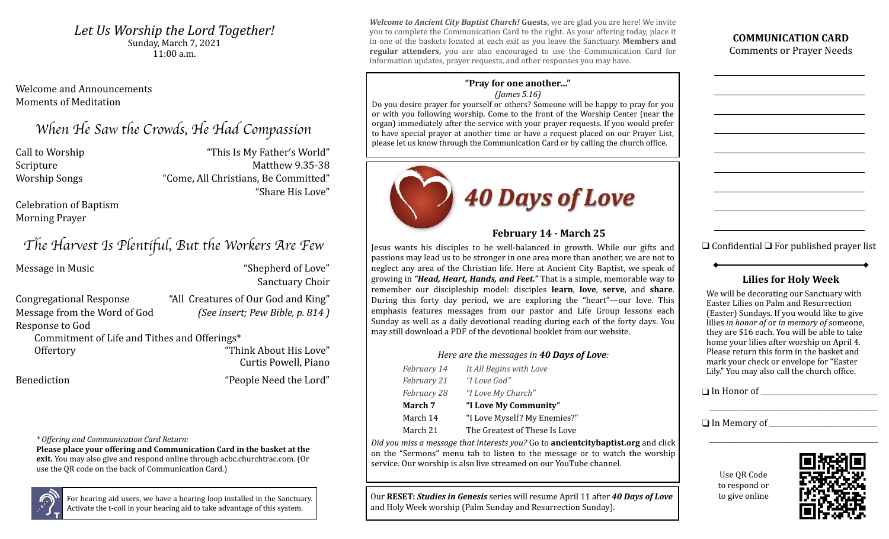## *Let Us Worship the Lord Together!*

Sunday, March 7, 2021
11:00 a.m.

Welcome and Announcements
Moments of Meditation

### *When He Saw the Crowds, He Had Compassion*

Call to Worship — "This Is My Father's World"
Scripture — Matthew 9.35-38
Worship Songs — "Come, All Christians, Be Committed"
"Share His Love"

Celebration of Baptism
Morning Prayer

### *The Harvest Is Plentiful, But the Workers Are Few*

Message in Music — "Shepherd of Love"
Sanctuary Choir

Congregational Response — "All Creatures of Our God and King"
Message from the Word of God — *(See insert; Pew Bible, p. 814 )*
Response to God
Commitment of Life and Tithes and Offerings*
Offertory — "Think About His Love"
Curtis Powell, Piano

Benediction — "People Need the Lord"

*\* Offering and Communication Card Return:*
**Please place your offering and Communication Card in the basket at the exit.** You may also give and respond online through acbc.churchtrac.com. (Or use the QR code on the back of Communication Card.)

For hearing aid users, we have a hearing loop installed in the Sanctuary. Activate the t-coil in your hearing aid to take advantage of this system.

***Welcome to Ancient City Baptist Church!*** **Guests,** we are glad you are here! We invite you to complete the Communication Card to the right. As your offering today, place it in one of the baskets located at each exit as you leave the Sanctuary. **Members and regular attenders,** you are also encouraged to use the Communication Card for information updates, prayer requests, and other responses you may have.

**"Pray for one another..."**
*(James 5.16)*
Do you desire prayer for yourself or others? Someone will be happy to pray for you or with you following worship. Come to the front of the Worship Center (near the organ) immediately after the service with your prayer requests. If you would prefer to have special prayer at another time or have a request placed on our Prayer List, please let us know through the Communication Card or by calling the church office.

## *40 Days of Love*

**February 14 - March 25**

Jesus wants his disciples to be well-balanced in growth. While our gifts and passions may lead us to be stronger in one area more than another, we are not to neglect any area of the Christian life. Here at Ancient City Baptist, we speak of growing in ***"Head, Heart, Hands, and Feet."*** That is a simple, memorable way to remember our discipleship model: disciples **learn**, **love**, **serve**, and **share**. During this forty day period, we are exploring the "heart"—our love. This emphasis features messages from our pastor and Life Group lessons each Sunday as well as a daily devotional reading during each of the forty days. You may still download a PDF of the devotional booklet from our website.

*Here are the messages in **40 Days of Love**:*

| | |
|---|---|
| *February 14* | *It All Begins with Love* |
| *February 21* | *"I Love God"* |
| *February 28* | *"I Love My Church"* |
| **March 7** | **"I Love My Community"** |
| March 14 | "I Love Myself? My Enemies?" |
| March 21 | The Greatest of These Is Love |

*Did you miss a message that interests you?* Go to **ancientcitybaptist.org** and click on the "Sermons" menu tab to listen to the message or to watch the worship service. Our worship is also live streamed on our YouTube channel.

Our **RESET:** ***Studies in Genesis*** series will resume April 11 after ***40 Days of Love*** and Holy Week worship (Palm Sunday and Resurrection Sunday).

**COMMUNICATION CARD**
Comments or Prayer Needs

______________________________
______________________________
______________________________
______________________________
______________________________
______________________________
______________________________
______________________________
______________________________

❑ Confidential ❑ For published prayer list

### Lilies for Holy Week

We will be decorating our Sanctuary with Easter Lilies on Palm and Resurrection (Easter) Sundays. If you would like to give lilies *in honor of* or *in memory of* someone, they are $16 each. You will be able to take home your lilies after worship on April 4. Please return this form in the basket and mark your check or envelope for "Easter Lily." You may also call the church office.

❑ In Honor of ______________________
______________________________

❑ In Memory of ______________________
______________________________

Use QR Code to respond or to give online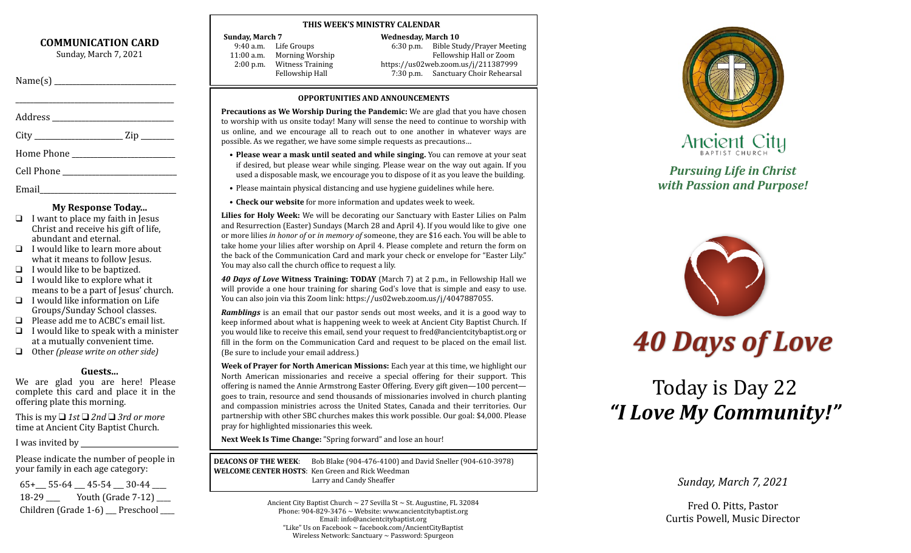## COMMUNICATION CARD

Sunday, March 7, 2021

Name(s) ______________________________

______________________________________

Address ______________________________

City ____________________ Zip ________

Home Phone __________________________

Cell Phone ___________________________

Email________________________________

### My Response Today...

- ❑ I want to place my faith in Jesus Christ and receive his gift of life, abundant and eternal.
- ❑ I would like to learn more about what it means to follow Jesus.
- ❑ I would like to be baptized.
- ❑ I would like to explore what it means to be a part of Jesus' church.
- ❑ I would like information on Life Groups/Sunday School classes.
- ❑ Please add me to ACBC's email list.
- ❑ I would like to speak with a minister at a mutually convenient time.
- ❑ Other *(please write on other side)*

### Guests...

We are glad you are here! Please complete this card and place it in the offering plate this morning.

This is my ❑ *1st* ❑ *2nd* ❑ *3rd or more* time at Ancient City Baptist Church.

I was invited by ______________________

Please indicate the number of people in your family in each age category:

65+___ 55-64 ___ 45-54 ___ 30-44 ___

18-29 ___ Youth (Grade 7-12) ___

Children (Grade 1-6) ___ Preschool ___

## THIS WEEK'S MINISTRY CALENDAR

**Sunday, March 7**

9:40 a.m. Life Groups
11:00 a.m. Morning Worship
2:00 p.m. Witness Training
Fellowship Hall

**Wednesday, March 10**

6:30 p.m. Bible Study/Prayer Meeting
Fellowship Hall or Zoom
https://us02web.zoom.us/j/211387999
7:30 p.m. Sanctuary Choir Rehearsal

## OPPORTUNITIES AND ANNOUNCEMENTS

**Precautions as We Worship During the Pandemic:** We are glad that you have chosen to worship with us onsite today! Many will sense the need to continue to worship with us online, and we encourage all to reach out to one another in whatever ways are possible. As we regather, we have some simple requests as precautions…

- **Please wear a mask until seated and while singing.** You can remove at your seat if desired, but please wear while singing. Please wear on the way out again. If you used a disposable mask, we encourage you to dispose of it as you leave the building.
- Please maintain physical distancing and use hygiene guidelines while here.
- **Check our website** for more information and updates week to week.

**Lilies for Holy Week:** We will be decorating our Sanctuary with Easter Lilies on Palm and Resurrection (Easter) Sundays (March 28 and April 4). If you would like to give one or more lilies *in honor of* or *in memory of* someone, they are $16 each. You will be able to take home your lilies after worship on April 4. Please complete and return the form on the back of the Communication Card and mark your check or envelope for "Easter Lily." You may also call the church office to request a lily.

***40 Days of Love*** **Witness Training: TODAY** (March 7) at 2 p.m., in Fellowship Hall we will provide a one hour training for sharing God's love that is simple and easy to use. You can also join via this Zoom link: https://us02web.zoom.us/j/4047887055.

***Ramblings*** is an email that our pastor sends out most weeks, and it is a good way to keep informed about what is happening week to week at Ancient City Baptist Church. If you would like to receive this email, send your request to fred@ancientcitybaptist.org or fill in the form on the Communication Card and request to be placed on the email list. (Be sure to include your email address.)

**Week of Prayer for North American Missions:** Each year at this time, we highlight our North American missionaries and receive a special offering for their support. This offering is named the Annie Armstrong Easter Offering. Every gift given—100 percent—goes to train, resource and send thousands of missionaries involved in church planting and compassion ministries across the United States, Canada and their territories. Our partnership with other SBC churches makes this work possible. Our goal: $4,000. Please pray for highlighted missionaries this week.

**Next Week Is Time Change:** "Spring forward" and lose an hour!

**DEACONS OF THE WEEK**: Bob Blake (904-476-4100) and David Sneller (904-610-3978)
**WELCOME CENTER HOSTS**: Ken Green and Rick Weedman
Larry and Candy Sheaffer

Ancient City Baptist Church ~ 27 Sevilla St ~ St. Augustine, FL 32084
Phone: 904-829-3476 ~ Website: www.ancientcitybaptist.org
Email: info@ancientcitybaptist.org
"Like" Us on Facebook ~ facebook.com/AncientCityBaptist
Wireless Network: Sanctuary ~ Password: Spurgeon

Ancient City
BAPTIST CHURCH

***Pursuing Life in Christ with Passion and Purpose!***

# *40 Days of Love*

## Today is Day 22
## *"I Love My Community!"*

*Sunday, March 7, 2021*

Fred O. Pitts, Pastor
Curtis Powell, Music Director